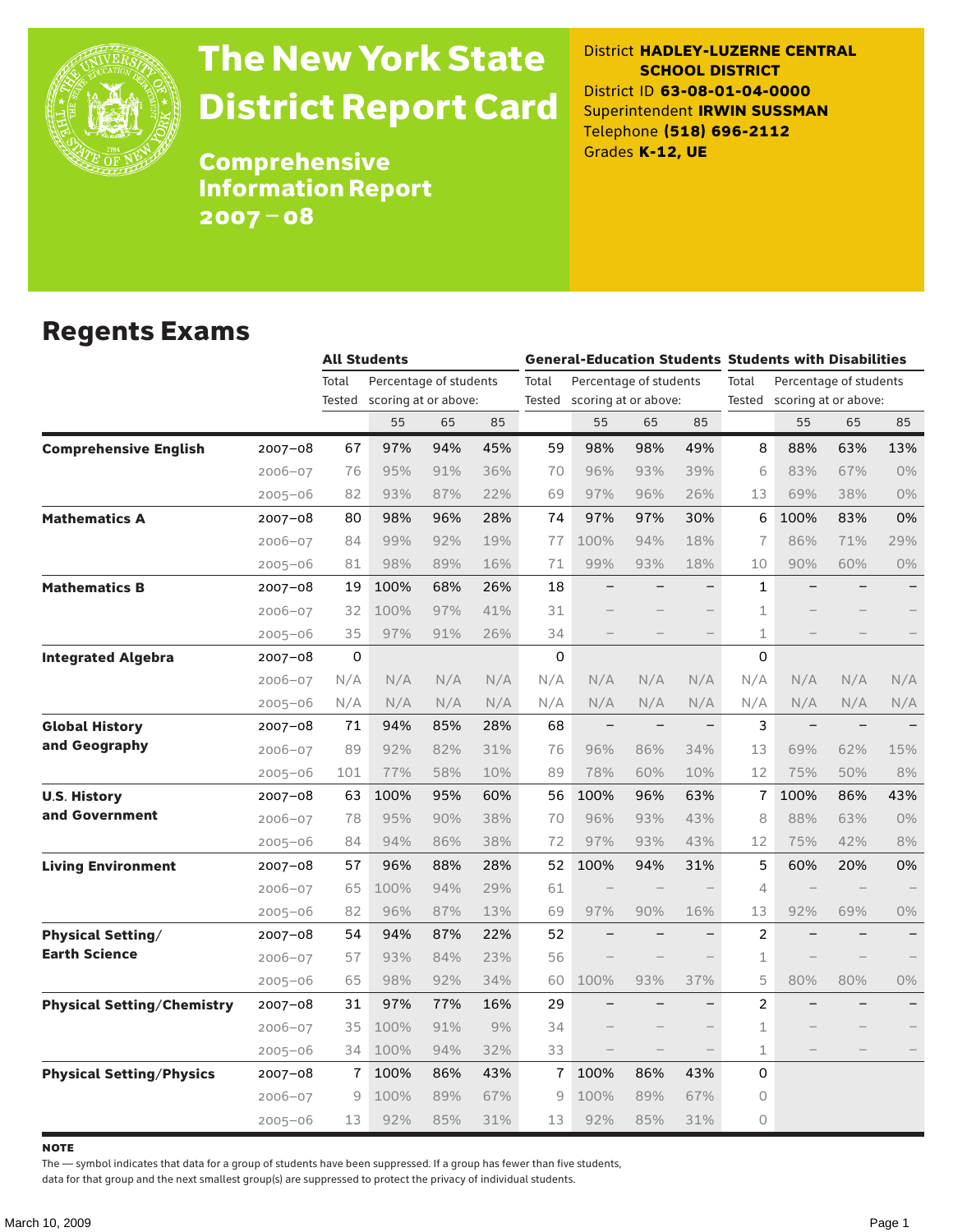# The New York State District Report Card

## Comprehensive Information Report 2007 – 08

District **HADLEY-LUZERNE CENTRAL SCHOOL DISTRICT**
District ID **63-08-01-04-0000**
Superintendent **IRWIN SUSSMAN**
Telephone **(518) 696-2112**
Grades **K-12, UE**

## Regents Exams

| | | All Students | | | | General-Education Students | | | | Students with Disabilities | | | |
|---|---|---|---|---|---|---|---|---|---|---|---|---|---|
| | | Total Tested | Percentage of students scoring at or above: | | | Total Tested | Percentage of students scoring at or above: | | | Total Tested | Percentage of students scoring at or above: | | |
| | | | 55 | 65 | 85 | | 55 | 65 | 85 | | 55 | 65 | 85 |
| **Comprehensive English** | 2007–08 | 67 | 97% | 94% | 45% | 59 | 98% | 98% | 49% | 8 | 88% | 63% | 13% |
| | 2006–07 | 76 | 95% | 91% | 36% | 70 | 96% | 93% | 39% | 6 | 83% | 67% | 0% |
| | 2005–06 | 82 | 93% | 87% | 22% | 69 | 97% | 96% | 26% | 13 | 69% | 38% | 0% |
| **Mathematics A** | 2007–08 | 80 | 98% | 96% | 28% | 74 | 97% | 97% | 30% | 6 | 100% | 83% | 0% |
| | 2006–07 | 84 | 99% | 92% | 19% | 77 | 100% | 94% | 18% | 7 | 86% | 71% | 29% |
| | 2005–06 | 81 | 98% | 89% | 16% | 71 | 99% | 93% | 18% | 10 | 90% | 60% | 0% |
| **Mathematics B** | 2007–08 | 19 | 100% | 68% | 26% | 18 | – | – | – | 1 | – | – | – |
| | 2006–07 | 32 | 100% | 97% | 41% | 31 | – | – | – | 1 | – | – | – |
| | 2005–06 | 35 | 97% | 91% | 26% | 34 | – | – | – | 1 | – | – | – |
| **Integrated Algebra** | 2007–08 | 0 | | | | 0 | | | | 0 | | | |
| | 2006–07 | N/A | N/A | N/A | N/A | N/A | N/A | N/A | N/A | N/A | N/A | N/A | N/A |
| | 2005–06 | N/A | N/A | N/A | N/A | N/A | N/A | N/A | N/A | N/A | N/A | N/A | N/A |
| **Global History and Geography** | 2007–08 | 71 | 94% | 85% | 28% | 68 | – | – | – | 3 | – | – | – |
| | 2006–07 | 89 | 92% | 82% | 31% | 76 | 96% | 86% | 34% | 13 | 69% | 62% | 15% |
| | 2005–06 | 101 | 77% | 58% | 10% | 89 | 78% | 60% | 10% | 12 | 75% | 50% | 8% |
| **U.S. History and Government** | 2007–08 | 63 | 100% | 95% | 60% | 56 | 100% | 96% | 63% | 7 | 100% | 86% | 43% |
| | 2006–07 | 78 | 95% | 90% | 38% | 70 | 96% | 93% | 43% | 8 | 88% | 63% | 0% |
| | 2005–06 | 84 | 94% | 86% | 38% | 72 | 97% | 93% | 43% | 12 | 75% | 42% | 8% |
| **Living Environment** | 2007–08 | 57 | 96% | 88% | 28% | 52 | 100% | 94% | 31% | 5 | 60% | 20% | 0% |
| | 2006–07 | 65 | 100% | 94% | 29% | 61 | – | – | – | 4 | – | – | – |
| | 2005–06 | 82 | 96% | 87% | 13% | 69 | 97% | 90% | 16% | 13 | 92% | 69% | 0% |
| **Physical Setting/ Earth Science** | 2007–08 | 54 | 94% | 87% | 22% | 52 | – | – | – | 2 | – | – | – |
| | 2006–07 | 57 | 93% | 84% | 23% | 56 | – | – | – | 1 | – | – | – |
| | 2005–06 | 65 | 98% | 92% | 34% | 60 | 100% | 93% | 37% | 5 | 80% | 80% | 0% |
| **Physical Setting/Chemistry** | 2007–08 | 31 | 97% | 77% | 16% | 29 | – | – | – | 2 | – | – | – |
| | 2006–07 | 35 | 100% | 91% | 9% | 34 | – | – | – | 1 | – | – | – |
| | 2005–06 | 34 | 100% | 94% | 32% | 33 | – | – | – | 1 | – | – | – |
| **Physical Setting/Physics** | 2007–08 | 7 | 100% | 86% | 43% | 7 | 100% | 86% | 43% | 0 | | | |
| | 2006–07 | 9 | 100% | 89% | 67% | 9 | 100% | 89% | 67% | 0 | | | |
| | 2005–06 | 13 | 92% | 85% | 31% | 13 | 92% | 85% | 31% | 0 | | | |

**NOTE**

The — symbol indicates that data for a group of students have been suppressed. If a group has fewer than five students, data for that group and the next smallest group(s) are suppressed to protect the privacy of individual students.

March 10, 2009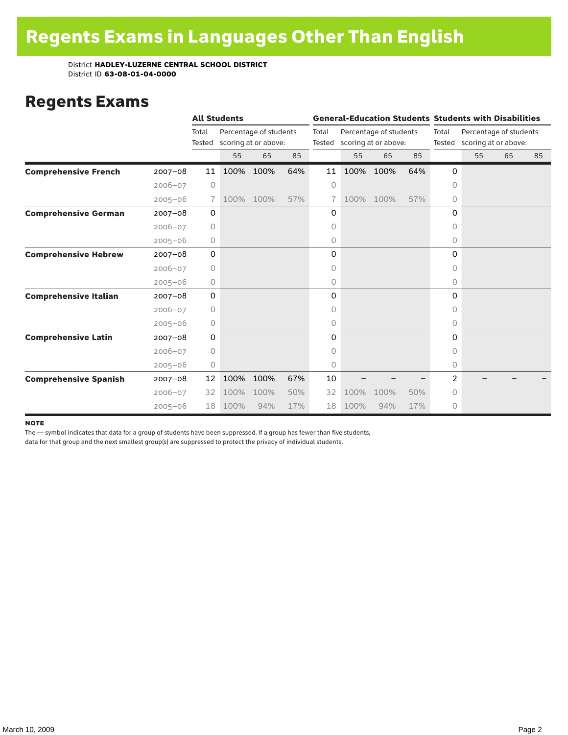# Regents Exams in Languages Other Than English

District **HADLEY-LUZERNE CENTRAL SCHOOL DISTRICT**
District ID **63-08-01-04-0000**

## Regents Exams

| | | All Students | | | | General-Education Students | | | | Students with Disabilities | | | |
|---|---|---|---|---|---|---|---|---|---|---|---|---|---|
| | | Total Tested | Percentage of students scoring at or above: | | | Total Tested | Percentage of students scoring at or above: | | | Total Tested | Percentage of students scoring at or above: | | |
| | | | 55 | 65 | 85 | | 55 | 65 | 85 | | 55 | 65 | 85 |
| **Comprehensive French** | 2007–08 | 11 | 100% | 100% | 64% | 11 | 100% | 100% | 64% | 0 | | | |
| | 2006–07 | 0 | | | | 0 | | | | 0 | | | |
| | 2005–06 | 7 | 100% | 100% | 57% | 7 | 100% | 100% | 57% | 0 | | | |
| **Comprehensive German** | 2007–08 | 0 | | | | 0 | | | | 0 | | | |
| | 2006–07 | 0 | | | | 0 | | | | 0 | | | |
| | 2005–06 | 0 | | | | 0 | | | | 0 | | | |
| **Comprehensive Hebrew** | 2007–08 | 0 | | | | 0 | | | | 0 | | | |
| | 2006–07 | 0 | | | | 0 | | | | 0 | | | |
| | 2005–06 | 0 | | | | 0 | | | | 0 | | | |
| **Comprehensive Italian** | 2007–08 | 0 | | | | 0 | | | | 0 | | | |
| | 2006–07 | 0 | | | | 0 | | | | 0 | | | |
| | 2005–06 | 0 | | | | 0 | | | | 0 | | | |
| **Comprehensive Latin** | 2007–08 | 0 | | | | 0 | | | | 0 | | | |
| | 2006–07 | 0 | | | | 0 | | | | 0 | | | |
| | 2005–06 | 0 | | | | 0 | | | | 0 | | | |
| **Comprehensive Spanish** | 2007–08 | 12 | 100% | 100% | 67% | 10 | – | – | – | 2 | – | – | – |
| | 2006–07 | 32 | 100% | 100% | 50% | 32 | 100% | 100% | 50% | 0 | | | |
| | 2005–06 | 18 | 100% | 94% | 17% | 18 | 100% | 94% | 17% | 0 | | | |

**NOTE**
The — symbol indicates that data for a group of students have been suppressed. If a group has fewer than five students, data for that group and the next smallest group(s) are suppressed to protect the privacy of individual students.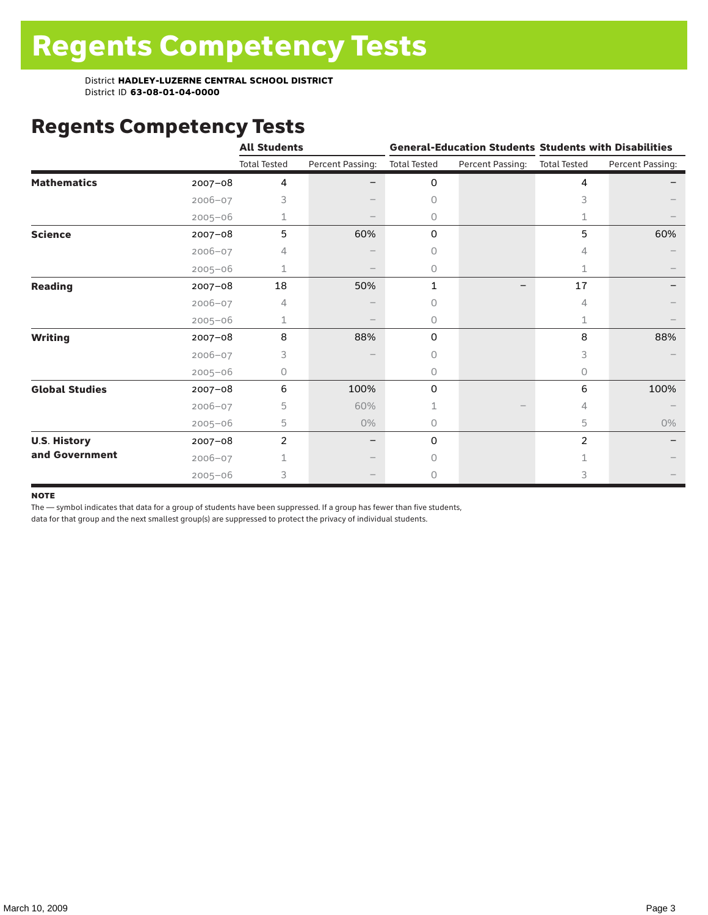# Regents Competency Tests

District **HADLEY-LUZERNE CENTRAL SCHOOL DISTRICT**
District ID **63-08-01-04-0000**

## Regents Competency Tests

| | | All Students | | General-Education Students | | Students with Disabilities | |
|---|---|---|---|---|---|---|---|
| | | Total Tested | Percent Passing: | Total Tested | Percent Passing: | Total Tested | Percent Passing: |
| **Mathematics** | 2007–08 | 4 | – | 0 | | 4 | – |
| | 2006–07 | 3 | – | 0 | | 3 | – |
| | 2005–06 | 1 | – | 0 | | 1 | – |
| **Science** | 2007–08 | 5 | 60% | 0 | | 5 | 60% |
| | 2006–07 | 4 | – | 0 | | 4 | – |
| | 2005–06 | 1 | – | 0 | | 1 | – |
| **Reading** | 2007–08 | 18 | 50% | 1 | – | 17 | – |
| | 2006–07 | 4 | – | 0 | | 4 | – |
| | 2005–06 | 1 | – | 0 | | 1 | – |
| **Writing** | 2007–08 | 8 | 88% | 0 | | 8 | 88% |
| | 2006–07 | 3 | – | 0 | | 3 | – |
| | 2005–06 | 0 | | 0 | | 0 | |
| **Global Studies** | 2007–08 | 6 | 100% | 0 | | 6 | 100% |
| | 2006–07 | 5 | 60% | 1 | – | 4 | – |
| | 2005–06 | 5 | 0% | 0 | | 5 | 0% |
| **U.S. History and Government** | 2007–08 | 2 | – | 0 | | 2 | – |
| | 2006–07 | 1 | – | 0 | | 1 | – |
| | 2005–06 | 3 | – | 0 | | 3 | – |

**NOTE**
The — symbol indicates that data for a group of students have been suppressed. If a group has fewer than five students, data for that group and the next smallest group(s) are suppressed to protect the privacy of individual students.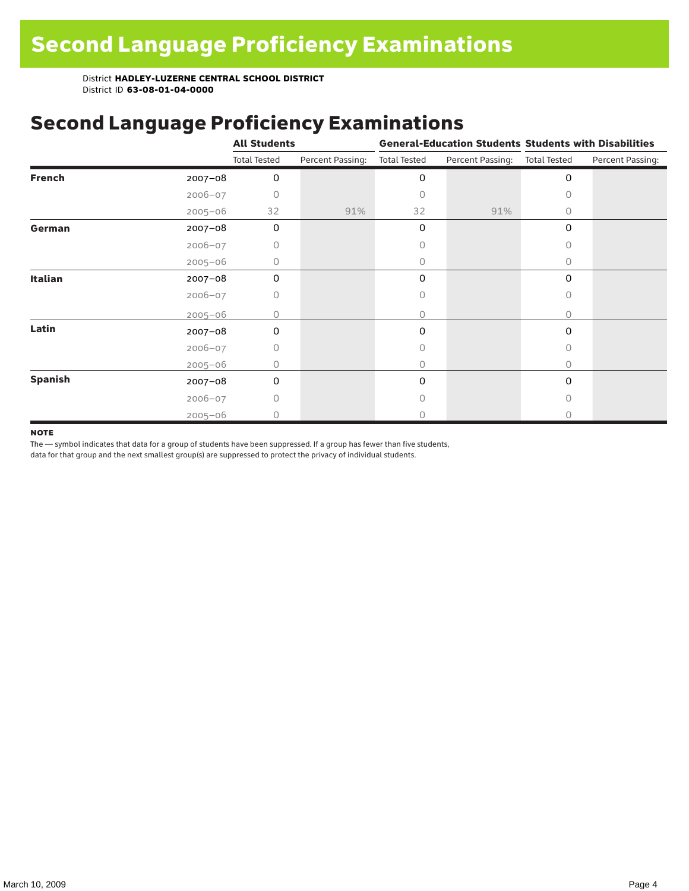# Second Language Proficiency Examinations

District **HADLEY-LUZERNE CENTRAL SCHOOL DISTRICT**
District ID **63-08-01-04-0000**

## Second Language Proficiency Examinations

| | | All Students | | General-Education Students | | Students with Disabilities | |
|---|---|---|---|---|---|---|---|
| | | Total Tested | Percent Passing: | Total Tested | Percent Passing: | Total Tested | Percent Passing: |
| **French** | 2007–08 | 0 | | 0 | | 0 | |
| | 2006–07 | 0 | | 0 | | 0 | |
| | 2005–06 | 32 | 91% | 32 | 91% | 0 | |
| **German** | 2007–08 | 0 | | 0 | | 0 | |
| | 2006–07 | 0 | | 0 | | 0 | |
| | 2005–06 | 0 | | 0 | | 0 | |
| **Italian** | 2007–08 | 0 | | 0 | | 0 | |
| | 2006–07 | 0 | | 0 | | 0 | |
| | 2005–06 | 0 | | 0 | | 0 | |
| **Latin** | 2007–08 | 0 | | 0 | | 0 | |
| | 2006–07 | 0 | | 0 | | 0 | |
| | 2005–06 | 0 | | 0 | | 0 | |
| **Spanish** | 2007–08 | 0 | | 0 | | 0 | |
| | 2006–07 | 0 | | 0 | | 0 | |
| | 2005–06 | 0 | | 0 | | 0 | |

**NOTE**

The — symbol indicates that data for a group of students have been suppressed. If a group has fewer than five students, data for that group and the next smallest group(s) are suppressed to protect the privacy of individual students.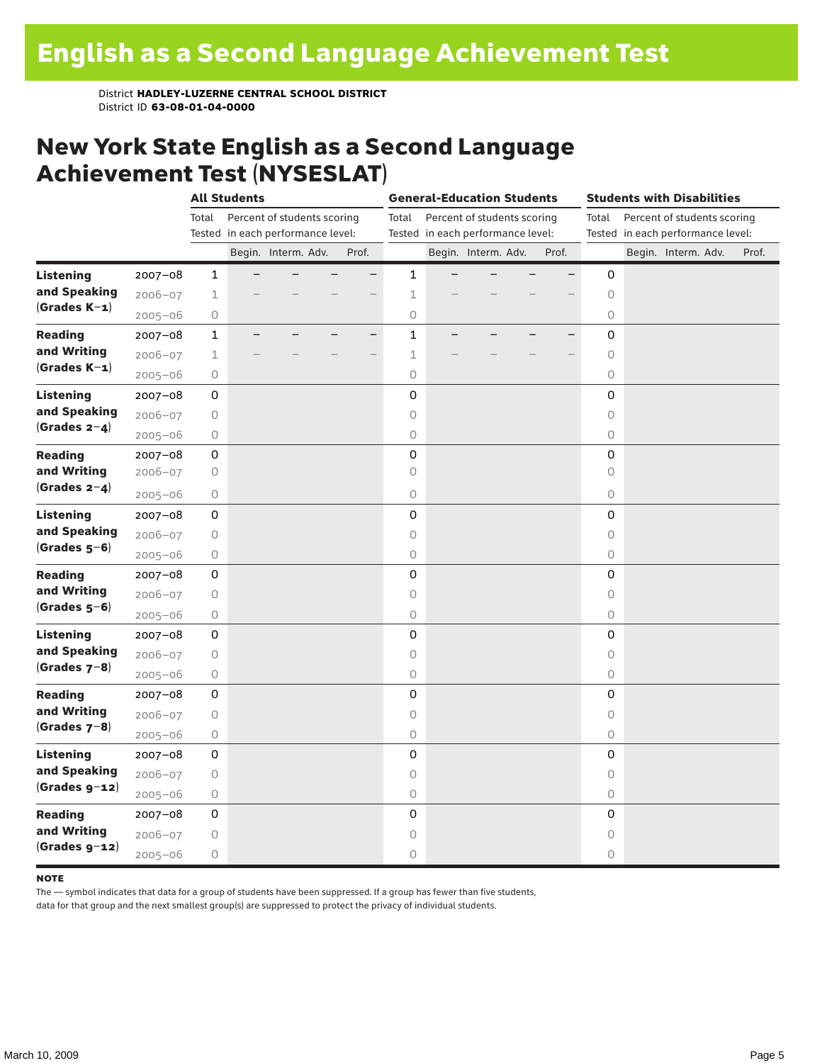# English as a Second Language Achievement Test

District **HADLEY-LUZERNE CENTRAL SCHOOL DISTRICT**
District ID **63-08-01-04-0000**

## New York State English as a Second Language Achievement Test (NYSESLAT)

| | | All Students | | | | | General-Education Students | | | | | Students with Disabilities | | | | |
|---|---|---|---|---|---|---|---|---|---|---|---|---|---|---|---|---|
| | | Total Tested | Percent of students scoring in each performance level: | | | | Total Tested | Percent of students scoring in each performance level: | | | | Total Tested | Percent of students scoring in each performance level: | | | |
| | | | Begin. | Interm. | Adv. | Prof. | | Begin. | Interm. | Adv. | Prof. | | Begin. | Interm. | Adv. | Prof. |
| **Listening and Speaking (Grades K–1)** | 2007–08 | 1 | – | – | – | – | 1 | – | – | – | – | 0 | | | | |
| | 2006–07 | 1 | – | – | – | – | 1 | – | – | – | – | 0 | | | | |
| | 2005–06 | 0 | | | | | 0 | | | | | 0 | | | | |
| **Reading and Writing (Grades K–1)** | 2007–08 | 1 | – | – | – | – | 1 | – | – | – | – | 0 | | | | |
| | 2006–07 | 1 | – | – | – | – | 1 | – | – | – | – | 0 | | | | |
| | 2005–06 | 0 | | | | | 0 | | | | | 0 | | | | |
| **Listening and Speaking (Grades 2–4)** | 2007–08 | 0 | | | | | 0 | | | | | 0 | | | | |
| | 2006–07 | 0 | | | | | 0 | | | | | 0 | | | | |
| | 2005–06 | 0 | | | | | 0 | | | | | 0 | | | | |
| **Reading and Writing (Grades 2–4)** | 2007–08 | 0 | | | | | 0 | | | | | 0 | | | | |
| | 2006–07 | 0 | | | | | 0 | | | | | 0 | | | | |
| | 2005–06 | 0 | | | | | 0 | | | | | 0 | | | | |
| **Listening and Speaking (Grades 5–6)** | 2007–08 | 0 | | | | | 0 | | | | | 0 | | | | |
| | 2006–07 | 0 | | | | | 0 | | | | | 0 | | | | |
| | 2005–06 | 0 | | | | | 0 | | | | | 0 | | | | |
| **Reading and Writing (Grades 5–6)** | 2007–08 | 0 | | | | | 0 | | | | | 0 | | | | |
| | 2006–07 | 0 | | | | | 0 | | | | | 0 | | | | |
| | 2005–06 | 0 | | | | | 0 | | | | | 0 | | | | |
| **Listening and Speaking (Grades 7–8)** | 2007–08 | 0 | | | | | 0 | | | | | 0 | | | | |
| | 2006–07 | 0 | | | | | 0 | | | | | 0 | | | | |
| | 2005–06 | 0 | | | | | 0 | | | | | 0 | | | | |
| **Reading and Writing (Grades 7–8)** | 2007–08 | 0 | | | | | 0 | | | | | 0 | | | | |
| | 2006–07 | 0 | | | | | 0 | | | | | 0 | | | | |
| | 2005–06 | 0 | | | | | 0 | | | | | 0 | | | | |
| **Listening and Speaking (Grades 9–12)** | 2007–08 | 0 | | | | | 0 | | | | | 0 | | | | |
| | 2006–07 | 0 | | | | | 0 | | | | | 0 | | | | |
| | 2005–06 | 0 | | | | | 0 | | | | | 0 | | | | |
| **Reading and Writing (Grades 9–12)** | 2007–08 | 0 | | | | | 0 | | | | | 0 | | | | |
| | 2006–07 | 0 | | | | | 0 | | | | | 0 | | | | |
| | 2005–06 | 0 | | | | | 0 | | | | | 0 | | | | |

**NOTE**

The — symbol indicates that data for a group of students have been suppressed. If a group has fewer than five students, data for that group and the next smallest group(s) are suppressed to protect the privacy of individual students.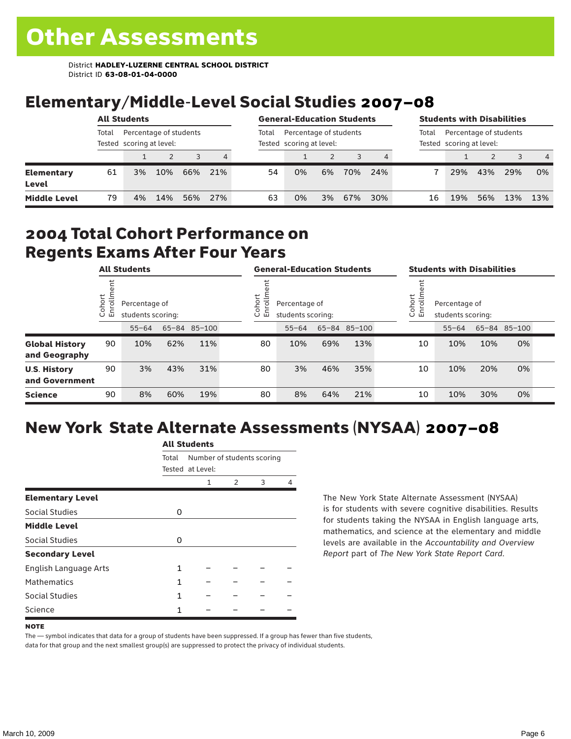# Other Assessments

District **HADLEY-LUZERNE CENTRAL SCHOOL DISTRICT**
District ID **63-08-01-04-0000**

## Elementary/Middle-Level Social Studies 2007–08

| | All Students | | | | | General-Education Students | | | | | Students with Disabilities | | | | |
|---|---|---|---|---|---|---|---|---|---|---|---|---|---|---|---|
| | Total Tested | Percentage of students scoring at level: | | | | Total Tested | Percentage of students scoring at level: | | | | Total Tested | Percentage of students scoring at level: | | | |
| | | 1 | 2 | 3 | 4 | | 1 | 2 | 3 | 4 | | 1 | 2 | 3 | 4 |
| **Elementary Level** | 61 | 3% | 10% | 66% | 21% | 54 | 0% | 6% | 70% | 24% | 7 | 29% | 43% | 29% | 0% |
| **Middle Level** | 79 | 4% | 14% | 56% | 27% | 63 | 0% | 3% | 67% | 30% | 16 | 19% | 56% | 13% | 13% |

## 2004 Total Cohort Performance on Regents Exams After Four Years

| | All Students | | | | General-Education Students | | | | Students with Disabilities | | | |
|---|---|---|---|---|---|---|---|---|---|---|---|---|
| | Cohort Enrollment | Percentage of students scoring: | | | Cohort Enrollment | Percentage of students scoring: | | | Cohort Enrollment | Percentage of students scoring: | | |
| | | 55–64 | 65–84 | 85–100 | | 55–64 | 65–84 | 85–100 | | 55–64 | 65–84 | 85–100 |
| **Global History and Geography** | 90 | 10% | 62% | 11% | 80 | 10% | 69% | 13% | 10 | 10% | 10% | 0% |
| **U.S. History and Government** | 90 | 3% | 43% | 31% | 80 | 3% | 46% | 35% | 10 | 10% | 20% | 0% |
| **Science** | 90 | 8% | 60% | 19% | 80 | 8% | 64% | 21% | 10 | 10% | 30% | 0% |

## New York State Alternate Assessments (NYSAA) 2007–08

| | All Students | | | | |
|---|---|---|---|---|---|
| | Total Tested | Number of students scoring at Level: | | | |
| | | 1 | 2 | 3 | 4 |
| **Elementary Level** | | | | | |
| Social Studies | 0 | | | | |
| **Middle Level** | | | | | |
| Social Studies | 0 | | | | |
| **Secondary Level** | | | | | |
| English Language Arts | 1 | – | – | – | – |
| Mathematics | 1 | – | – | – | – |
| Social Studies | 1 | – | – | – | – |
| Science | 1 | – | – | – | – |

The New York State Alternate Assessment (NYSAA) is for students with severe cognitive disabilities. Results for students taking the NYSAA in English language arts, mathematics, and science at the elementary and middle levels are available in the *Accountability and Overview Report* part of *The New York State Report Card*.

**NOTE**

The — symbol indicates that data for a group of students have been suppressed. If a group has fewer than five students, data for that group and the next smallest group(s) are suppressed to protect the privacy of individual students.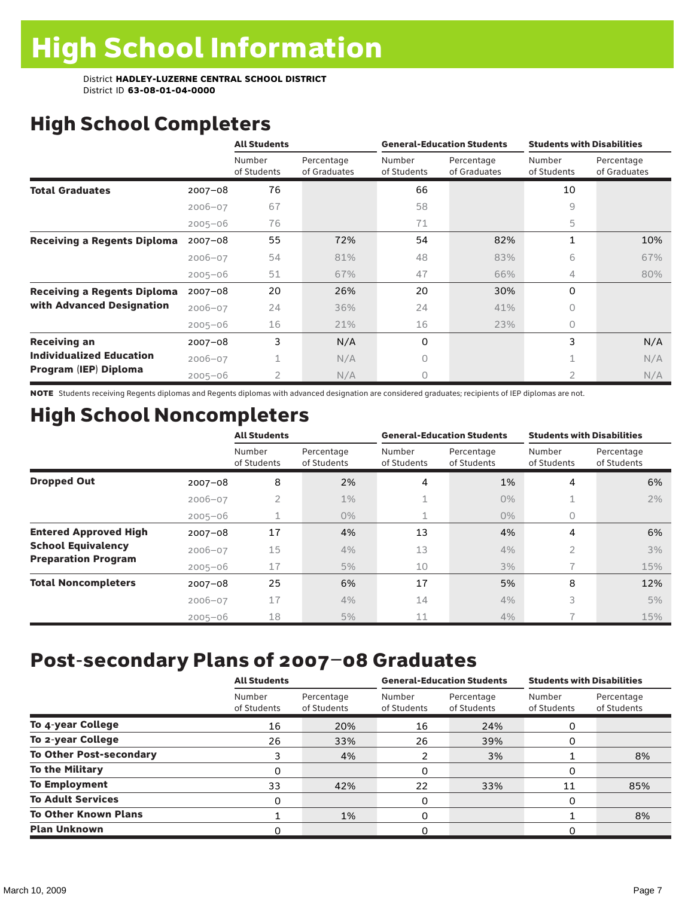# High School Information

District **HADLEY-LUZERNE CENTRAL SCHOOL DISTRICT**
District ID **63-08-01-04-0000**

## High School Completers

| | | All Students | | General-Education Students | | Students with Disabilities | |
|---|---|---|---|---|---|---|---|
| | | Number of Students | Percentage of Graduates | Number of Students | Percentage of Graduates | Number of Students | Percentage of Graduates |
| **Total Graduates** | 2007–08 | 76 | | 66 | | 10 | |
| | 2006–07 | 67 | | 58 | | 9 | |
| | 2005–06 | 76 | | 71 | | 5 | |
| **Receiving a Regents Diploma** | 2007–08 | 55 | 72% | 54 | 82% | 1 | 10% |
| | 2006–07 | 54 | 81% | 48 | 83% | 6 | 67% |
| | 2005–06 | 51 | 67% | 47 | 66% | 4 | 80% |
| **Receiving a Regents Diploma with Advanced Designation** | 2007–08 | 20 | 26% | 20 | 30% | 0 | |
| | 2006–07 | 24 | 36% | 24 | 41% | 0 | |
| | 2005–06 | 16 | 21% | 16 | 23% | 0 | |
| **Receiving an Individualized Education Program (IEP) Diploma** | 2007–08 | 3 | N/A | 0 | | 3 | N/A |
| | 2006–07 | 1 | N/A | 0 | | 1 | N/A |
| | 2005–06 | 2 | N/A | 0 | | 2 | N/A |

**NOTE** Students receiving Regents diplomas and Regents diplomas with advanced designation are considered graduates; recipients of IEP diplomas are not.

## High School Noncompleters

| | | All Students | | General-Education Students | | Students with Disabilities | |
|---|---|---|---|---|---|---|---|
| | | Number of Students | Percentage of Students | Number of Students | Percentage of Students | Number of Students | Percentage of Students |
| **Dropped Out** | 2007–08 | 8 | 2% | 4 | 1% | 4 | 6% |
| | 2006–07 | 2 | 1% | 1 | 0% | 1 | 2% |
| | 2005–06 | 1 | 0% | 1 | 0% | 0 | |
| **Entered Approved High School Equivalency Preparation Program** | 2007–08 | 17 | 4% | 13 | 4% | 4 | 6% |
| | 2006–07 | 15 | 4% | 13 | 4% | 2 | 3% |
| | 2005–06 | 17 | 5% | 10 | 3% | 7 | 15% |
| **Total Noncompleters** | 2007–08 | 25 | 6% | 17 | 5% | 8 | 12% |
| | 2006–07 | 17 | 4% | 14 | 4% | 3 | 5% |
| | 2005–06 | 18 | 5% | 11 | 4% | 7 | 15% |

## Post-secondary Plans of 2007–08 Graduates

| | All Students | | General-Education Students | | Students with Disabilities | |
|---|---|---|---|---|---|---|
| | Number of Students | Percentage of Students | Number of Students | Percentage of Students | Number of Students | Percentage of Students |
| **To 4-year College** | 16 | 20% | 16 | 24% | 0 | |
| **To 2-year College** | 26 | 33% | 26 | 39% | 0 | |
| **To Other Post-secondary** | 3 | 4% | 2 | 3% | 1 | 8% |
| **To the Military** | 0 | | 0 | | 0 | |
| **To Employment** | 33 | 42% | 22 | 33% | 11 | 85% |
| **To Adult Services** | 0 | | 0 | | 0 | |
| **To Other Known Plans** | 1 | 1% | 0 | | 1 | 8% |
| **Plan Unknown** | 0 | | 0 | | 0 | |

March 10, 2009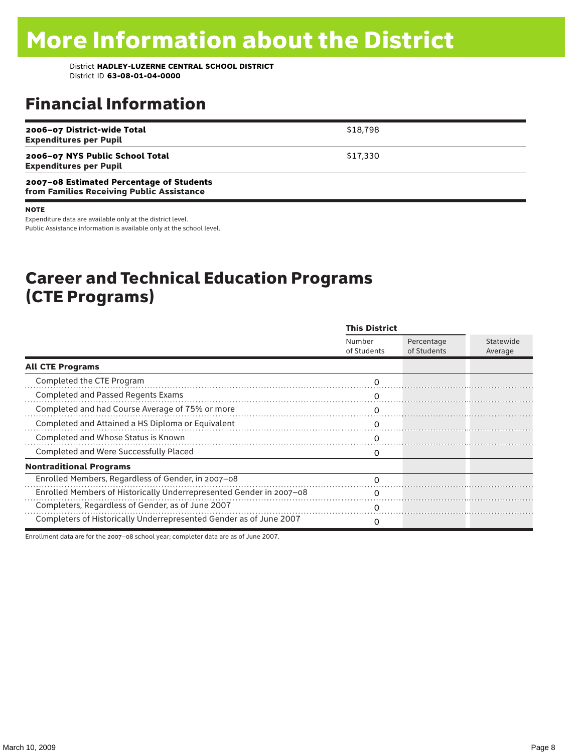// Note: Using % as comment would break output; none used here.

# More Information about the District

District **HADLEY-LUZERNE CENTRAL SCHOOL DISTRICT**
District ID **63-08-01-04-0000**

## Financial Information

| | |
|---|---|
| **2006–07 District-wide Total Expenditures per Pupil** | $18,798 |
| **2006–07 NYS Public School Total Expenditures per Pupil** | $17,330 |
| **2007–08 Estimated Percentage of Students from Families Receiving Public Assistance** | |

**NOTE**
Expenditure data are available only at the district level.
Public Assistance information is available only at the school level.

## Career and Technical Education Programs (CTE Programs)

| | This District | | |
|---|---|---|---|
| | Number of Students | Percentage of Students | Statewide Average |
| **All CTE Programs** | | | |
| Completed the CTE Program | 0 | | |
| Completed and Passed Regents Exams | 0 | | |
| Completed and had Course Average of 75% or more | 0 | | |
| Completed and Attained a HS Diploma or Equivalent | 0 | | |
| Completed and Whose Status is Known | 0 | | |
| Completed and Were Successfully Placed | 0 | | |
| **Nontraditional Programs** | | | |
| Enrolled Members, Regardless of Gender, in 2007–08 | 0 | | |
| Enrolled Members of Historically Underrepresented Gender in 2007–08 | 0 | | |
| Completers, Regardless of Gender, as of June 2007 | 0 | | |
| Completers of Historically Underrepresented Gender as of June 2007 | 0 | | |

Enrollment data are for the 2007–08 school year; completer data are as of June 2007.